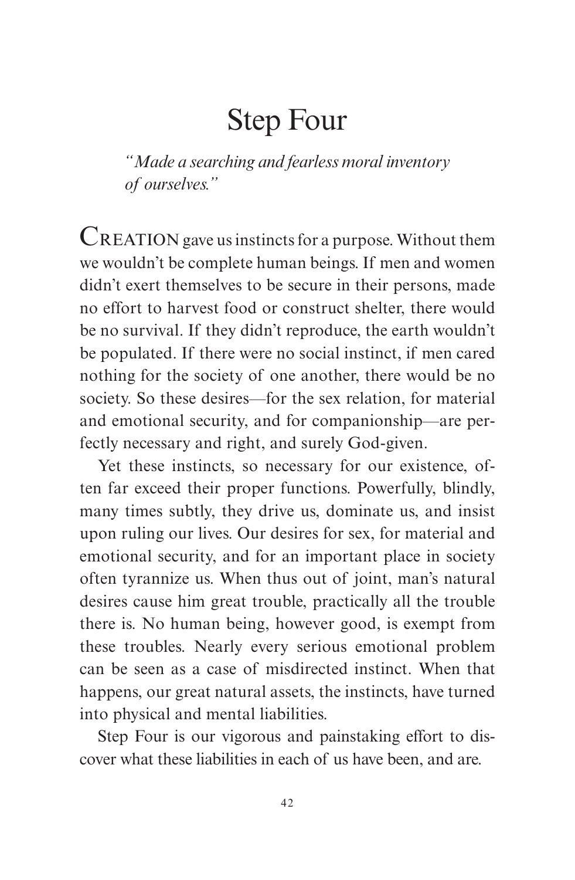# Step Four

*"Made a searching and fearless moral inventory of ourselves."*

CREATION gave us instincts for a purpose. Without them we wouldn't be complete human beings. If men and women didn't exert themselves to be secure in their persons, made no effort to harvest food or construct shelter, there would be no survival. If they didn't reproduce, the earth wouldn't be populated. If there were no social instinct, if men cared nothing for the society of one another, there would be no society. So these desires—for the sex relation, for material and emotional security, and for companionship—are perfectly necessary and right, and surely God-given.

Yet these instincts, so necessary for our existence, often far exceed their proper functions. Powerfully, blindly, many times subtly, they drive us, dominate us, and insist upon ruling our lives. Our desires for sex, for material and emotional security, and for an important place in society often tyrannize us. When thus out of joint, man's natural desires cause him great trouble, practically all the trouble there is. No human being, however good, is exempt from these troubles. Nearly every serious emotional problem can be seen as a case of misdirected instinct. When that happens, our great natural assets, the instincts, have turned into physical and mental liabilities.

Step Four is our vigorous and painstaking effort to discover what these liabilities in each of us have been, and are.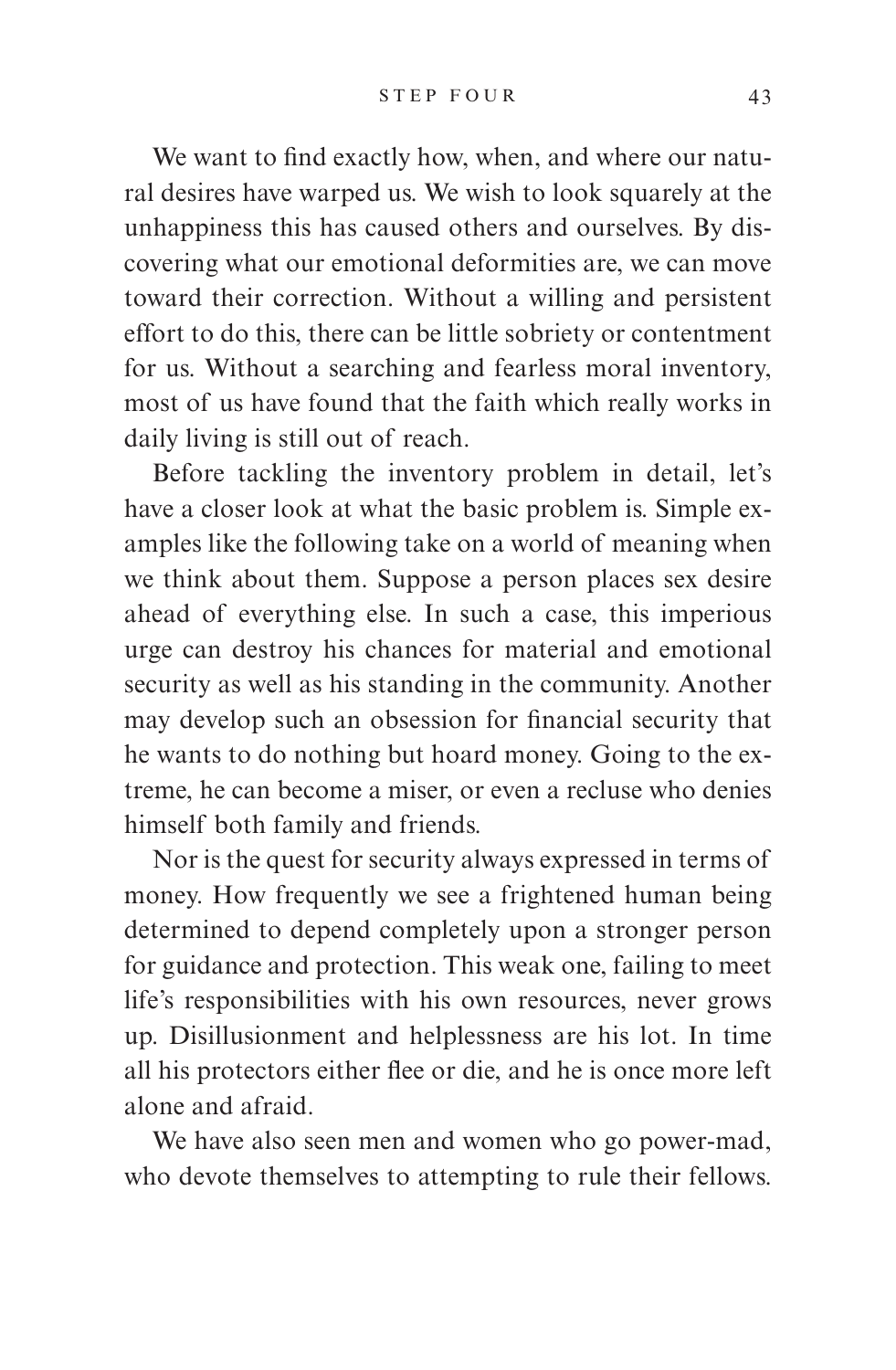We want to find exactly how, when, and where our natural desires have warped us. We wish to look squarely at the unhappiness this has caused others and ourselves. By discovering what our emotional deformities are, we can move toward their correction. Without a willing and persistent effort to do this, there can be little sobriety or contentment for us. Without a searching and fearless moral inventory, most of us have found that the faith which really works in daily living is still out of reach.

Before tackling the inventory problem in detail, let's have a closer look at what the basic problem is. Simple examples like the following take on a world of meaning when we think about them. Suppose a person places sex desire ahead of everything else. In such a case, this imperious urge can destroy his chances for material and emotional security as well as his standing in the community. Another may develop such an obsession for financial security that he wants to do nothing but hoard money. Going to the extreme, he can become a miser, or even a recluse who denies himself both family and friends.

Nor is the quest for security always expressed in terms of money. How frequently we see a frightened human being determined to depend completely upon a stronger person for guidance and protection. This weak one, failing to meet life's responsibilities with his own resources, never grows up. Disillusionment and helplessness are his lot. In time all his protectors either flee or die, and he is once more left alone and afraid.

We have also seen men and women who go power-mad, who devote themselves to attempting to rule their fellows.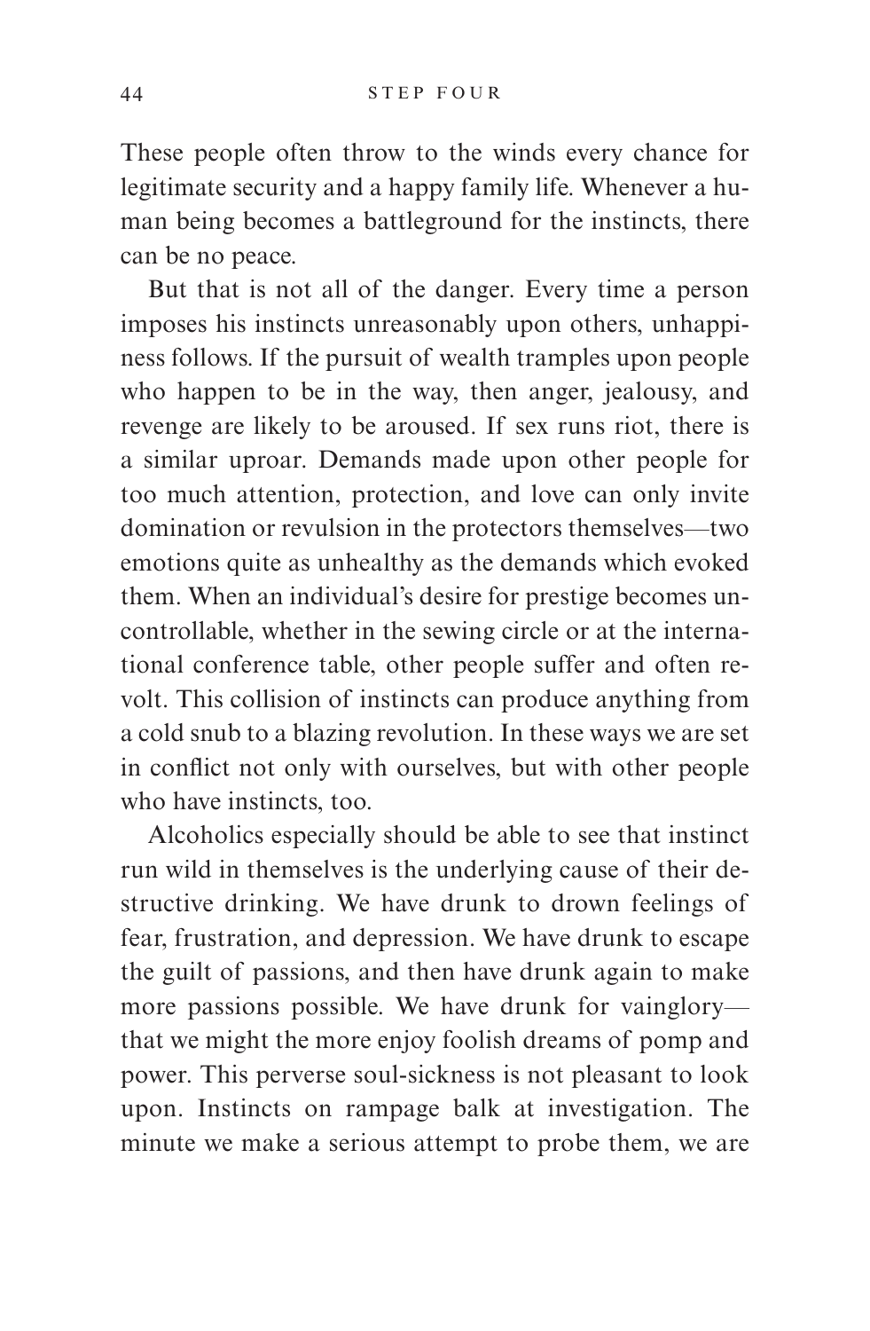These people often throw to the winds every chance for legitimate security and a happy family life. Whenever a human being becomes a battleground for the instincts, there can be no peace.

But that is not all of the danger. Every time a person imposes his instincts unreasonably upon others, unhappiness follows. If the pursuit of wealth tramples upon people who happen to be in the way, then anger, jealousy, and revenge are likely to be aroused. If sex runs riot, there is a similar uproar. Demands made upon other people for too much attention, protection, and love can only invite domination or revulsion in the protectors themselves—two emotions quite as unhealthy as the demands which evoked them. When an individual's desire for prestige becomes uncontrollable, whether in the sewing circle or at the international conference table, other people suffer and often revolt. This collision of instincts can produce anything from a cold snub to a blazing revolution. In these ways we are set in conflict not only with ourselves, but with other people who have instincts, too.

Alcoholics especially should be able to see that instinct run wild in themselves is the underlying cause of their destructive drinking. We have drunk to drown feelings of fear, frustration, and depression. We have drunk to escape the guilt of passions, and then have drunk again to make more passions possible. We have drunk for vainglory—that we might the more enjoy foolish dreams of pomp and power. This perverse soul-sickness is not pleasant to look upon. Instincts on rampage balk at investigation. The minute we make a serious attempt to probe them, we are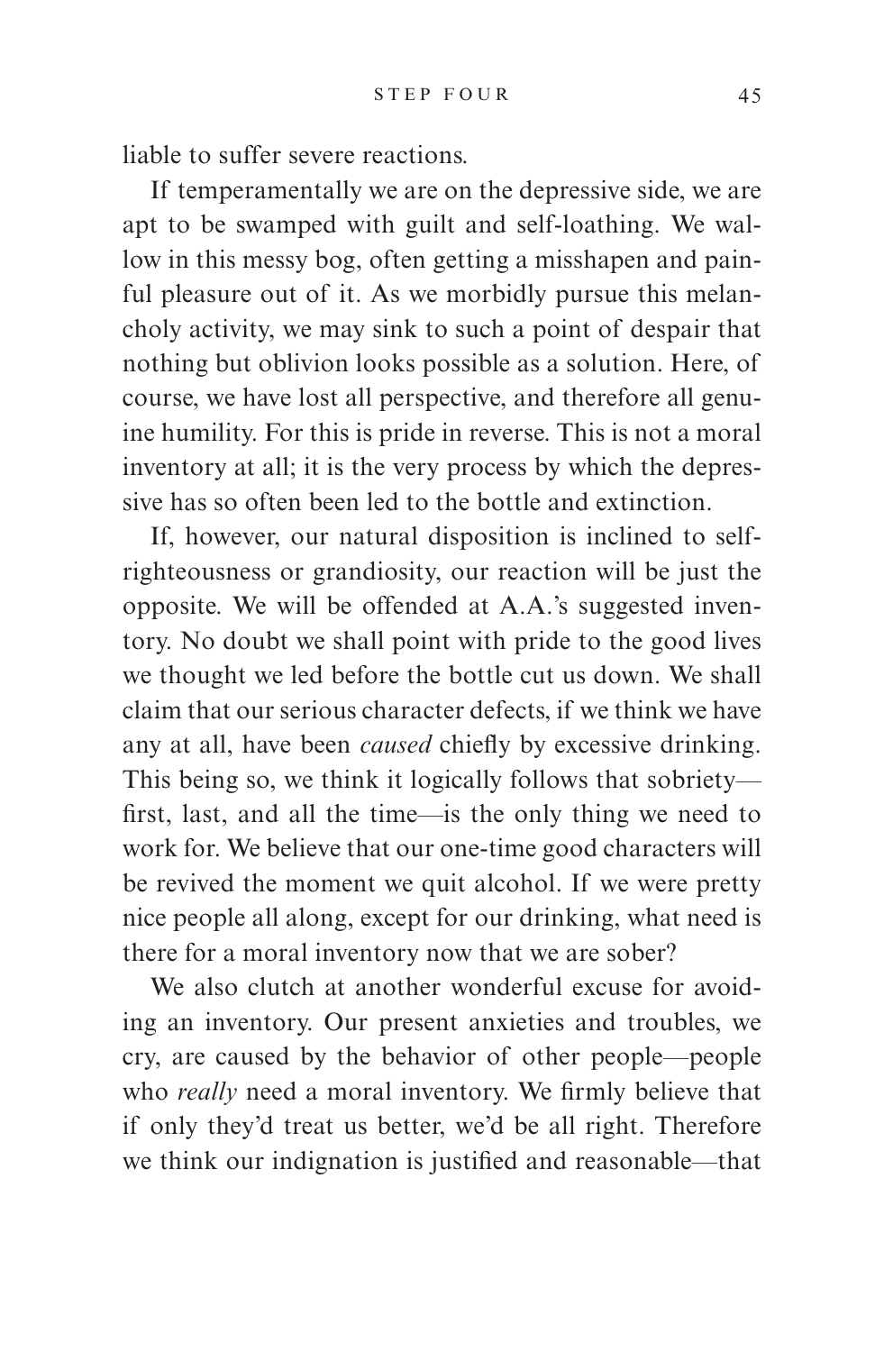liable to suffer severe reactions.

If temperamentally we are on the depressive side, we are apt to be swamped with guilt and self-loathing. We wallow in this messy bog, often getting a misshapen and painful pleasure out of it. As we morbidly pursue this melancholy activity, we may sink to such a point of despair that nothing but oblivion looks possible as a solution. Here, of course, we have lost all perspective, and therefore all genuine humility. For this is pride in reverse. This is not a moral inventory at all; it is the very process by which the depressive has so often been led to the bottle and extinction.

If, however, our natural disposition is inclined to self-righteousness or grandiosity, our reaction will be just the opposite. We will be offended at A.A.'s suggested inventory. No doubt we shall point with pride to the good lives we thought we led before the bottle cut us down. We shall claim that our serious character defects, if we think we have any at all, have been *caused* chiefly by excessive drinking. This being so, we think it logically follows that sobriety—first, last, and all the time—is the only thing we need to work for. We believe that our one-time good characters will be revived the moment we quit alcohol. If we were pretty nice people all along, except for our drinking, what need is there for a moral inventory now that we are sober?

We also clutch at another wonderful excuse for avoiding an inventory. Our present anxieties and troubles, we cry, are caused by the behavior of other people—people who *really* need a moral inventory. We firmly believe that if only they'd treat us better, we'd be all right. Therefore we think our indignation is justified and reasonable—that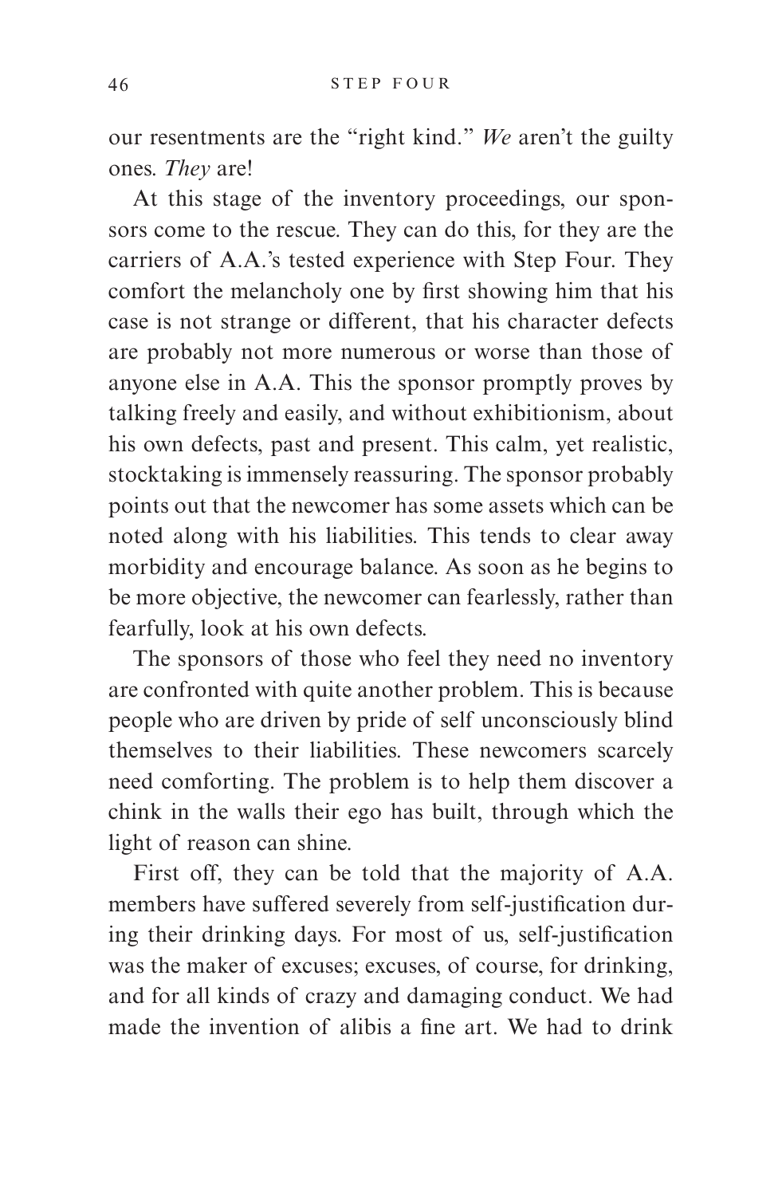our resentments are the "right kind." *We* aren't the guilty ones. *They* are!

At this stage of the inventory proceedings, our sponsors come to the rescue. They can do this, for they are the carriers of A.A.'s tested experience with Step Four. They comfort the melancholy one by first showing him that his case is not strange or different, that his character defects are probably not more numerous or worse than those of anyone else in A.A. This the sponsor promptly proves by talking freely and easily, and without exhibitionism, about his own defects, past and present. This calm, yet realistic, stocktaking is immensely reassuring. The sponsor probably points out that the newcomer has some assets which can be noted along with his liabilities. This tends to clear away morbidity and encourage balance. As soon as he begins to be more objective, the newcomer can fearlessly, rather than fearfully, look at his own defects.

The sponsors of those who feel they need no inventory are confronted with quite another problem. This is because people who are driven by pride of self unconsciously blind themselves to their liabilities. These newcomers scarcely need comforting. The problem is to help them discover a chink in the walls their ego has built, through which the light of reason can shine.

First off, they can be told that the majority of A.A. members have suffered severely from self-justification during their drinking days. For most of us, self-justification was the maker of excuses; excuses, of course, for drinking, and for all kinds of crazy and damaging conduct. We had made the invention of alibis a fine art. We had to drink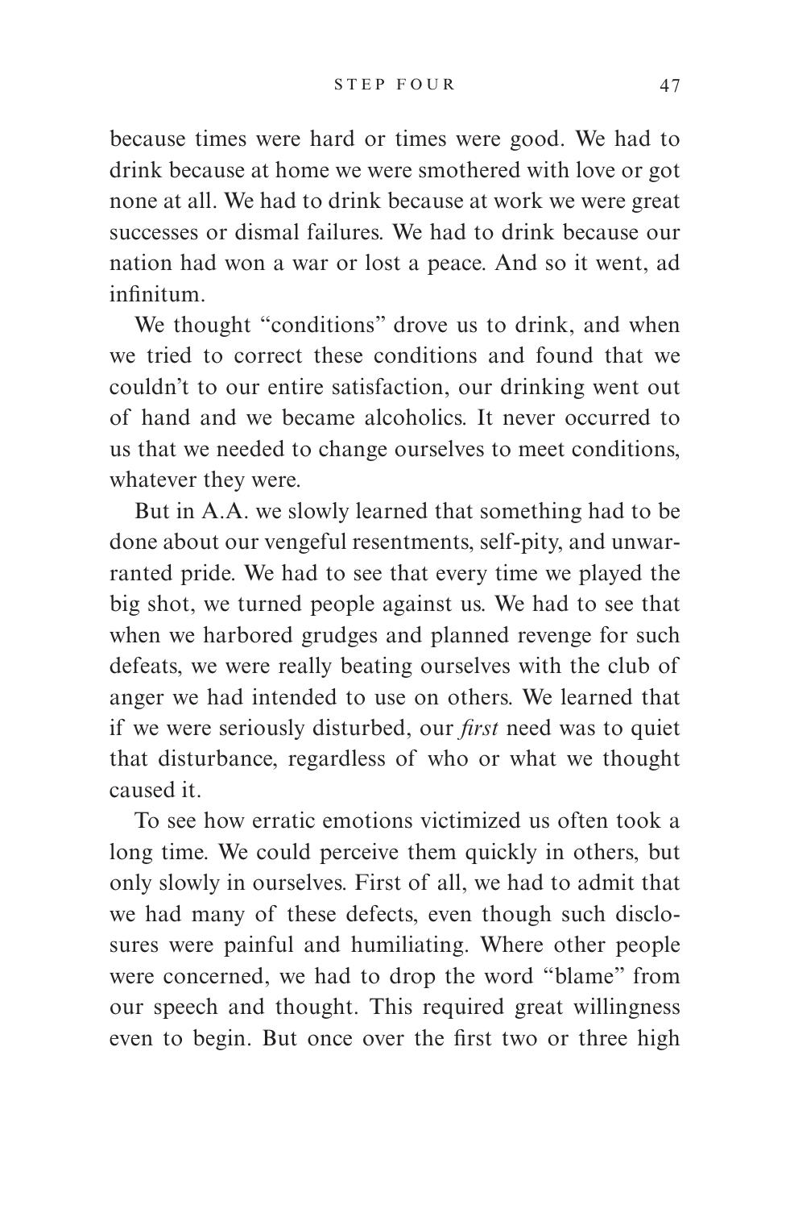because times were hard or times were good. We had to drink because at home we were smothered with love or got none at all. We had to drink because at work we were great successes or dismal failures. We had to drink because our nation had won a war or lost a peace. And so it went, ad infinitum.

We thought "conditions" drove us to drink, and when we tried to correct these conditions and found that we couldn't to our entire satisfaction, our drinking went out of hand and we became alcoholics. It never occurred to us that we needed to change ourselves to meet conditions, whatever they were.

But in A.A. we slowly learned that something had to be done about our vengeful resentments, self-pity, and unwarranted pride. We had to see that every time we played the big shot, we turned people against us. We had to see that when we harbored grudges and planned revenge for such defeats, we were really beating ourselves with the club of anger we had intended to use on others. We learned that if we were seriously disturbed, our *first* need was to quiet that disturbance, regardless of who or what we thought caused it.

To see how erratic emotions victimized us often took a long time. We could perceive them quickly in others, but only slowly in ourselves. First of all, we had to admit that we had many of these defects, even though such disclosures were painful and humiliating. Where other people were concerned, we had to drop the word "blame" from our speech and thought. This required great willingness even to begin. But once over the first two or three high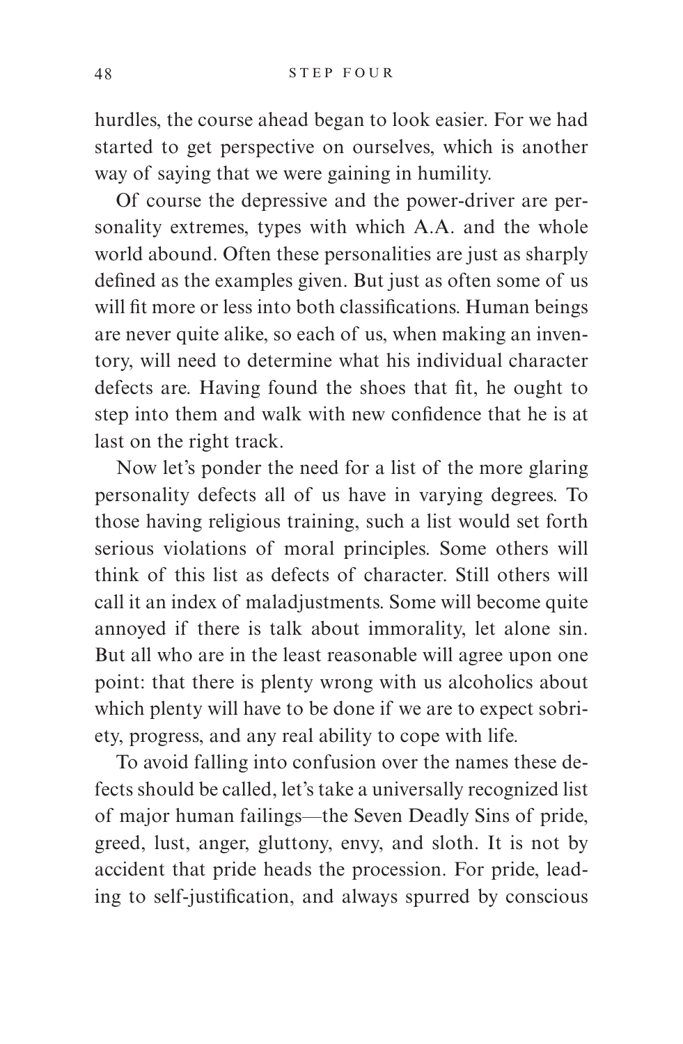hurdles, the course ahead began to look easier. For we had started to get perspective on ourselves, which is another way of saying that we were gaining in humility.

Of course the depressive and the power-driver are personality extremes, types with which A.A. and the whole world abound. Often these personalities are just as sharply defined as the examples given. But just as often some of us will fit more or less into both classifications. Human beings are never quite alike, so each of us, when making an inventory, will need to determine what his individual character defects are. Having found the shoes that fit, he ought to step into them and walk with new confidence that he is at last on the right track.

Now let's ponder the need for a list of the more glaring personality defects all of us have in varying degrees. To those having religious training, such a list would set forth serious violations of moral principles. Some others will think of this list as defects of character. Still others will call it an index of maladjustments. Some will become quite annoyed if there is talk about immorality, let alone sin. But all who are in the least reasonable will agree upon one point: that there is plenty wrong with us alcoholics about which plenty will have to be done if we are to expect sobriety, progress, and any real ability to cope with life.

To avoid falling into confusion over the names these defects should be called, let's take a universally recognized list of major human failings—the Seven Deadly Sins of pride, greed, lust, anger, gluttony, envy, and sloth. It is not by accident that pride heads the procession. For pride, leading to self-justification, and always spurred by conscious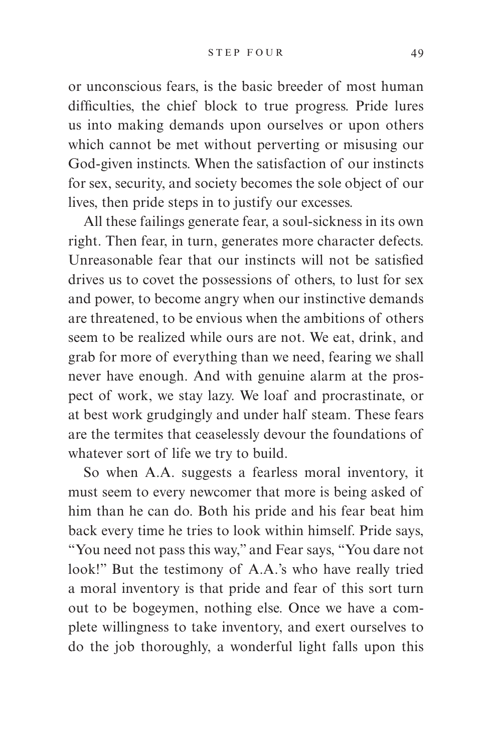or unconscious fears, is the basic breeder of most human difficulties, the chief block to true progress. Pride lures us into making demands upon ourselves or upon others which cannot be met without perverting or misusing our God-given instincts. When the satisfaction of our instincts for sex, security, and society becomes the sole object of our lives, then pride steps in to justify our excesses.

All these failings generate fear, a soul-sickness in its own right. Then fear, in turn, generates more character defects. Unreasonable fear that our instincts will not be satisfied drives us to covet the possessions of others, to lust for sex and power, to become angry when our instinctive demands are threatened, to be envious when the ambitions of others seem to be realized while ours are not. We eat, drink, and grab for more of everything than we need, fearing we shall never have enough. And with genuine alarm at the prospect of work, we stay lazy. We loaf and procrastinate, or at best work grudgingly and under half steam. These fears are the termites that ceaselessly devour the foundations of whatever sort of life we try to build.

So when A.A. suggests a fearless moral inventory, it must seem to every newcomer that more is being asked of him than he can do. Both his pride and his fear beat him back every time he tries to look within himself. Pride says, "You need not pass this way," and Fear says, "You dare not look!" But the testimony of A.A.'s who have really tried a moral inventory is that pride and fear of this sort turn out to be bogeymen, nothing else. Once we have a complete willingness to take inventory, and exert ourselves to do the job thoroughly, a wonderful light falls upon this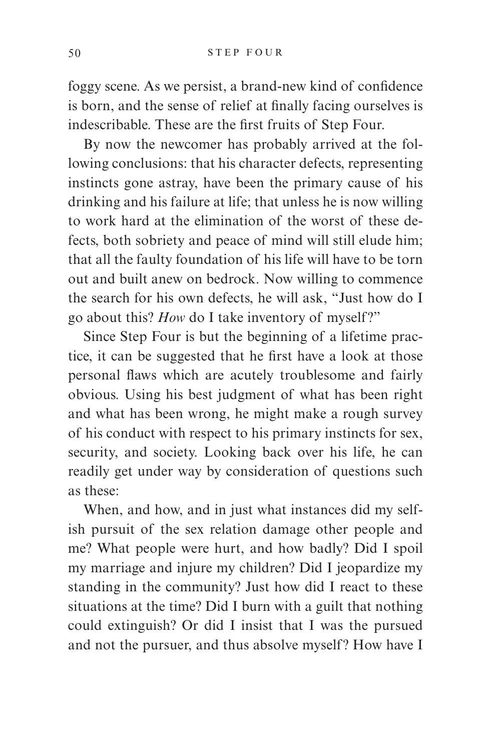foggy scene. As we persist, a brand-new kind of confidence is born, and the sense of relief at finally facing ourselves is indescribable. These are the first fruits of Step Four.

By now the newcomer has probably arrived at the following conclusions: that his character defects, representing instincts gone astray, have been the primary cause of his drinking and his failure at life; that unless he is now willing to work hard at the elimination of the worst of these defects, both sobriety and peace of mind will still elude him; that all the faulty foundation of his life will have to be torn out and built anew on bedrock. Now willing to commence the search for his own defects, he will ask, "Just how do I go about this? *How* do I take inventory of myself?"

Since Step Four is but the beginning of a lifetime practice, it can be suggested that he first have a look at those personal flaws which are acutely troublesome and fairly obvious. Using his best judgment of what has been right and what has been wrong, he might make a rough survey of his conduct with respect to his primary instincts for sex, security, and society. Looking back over his life, he can readily get under way by consideration of questions such as these:

When, and how, and in just what instances did my selfish pursuit of the sex relation damage other people and me? What people were hurt, and how badly? Did I spoil my marriage and injure my children? Did I jeopardize my standing in the community? Just how did I react to these situations at the time? Did I burn with a guilt that nothing could extinguish? Or did I insist that I was the pursued and not the pursuer, and thus absolve myself? How have I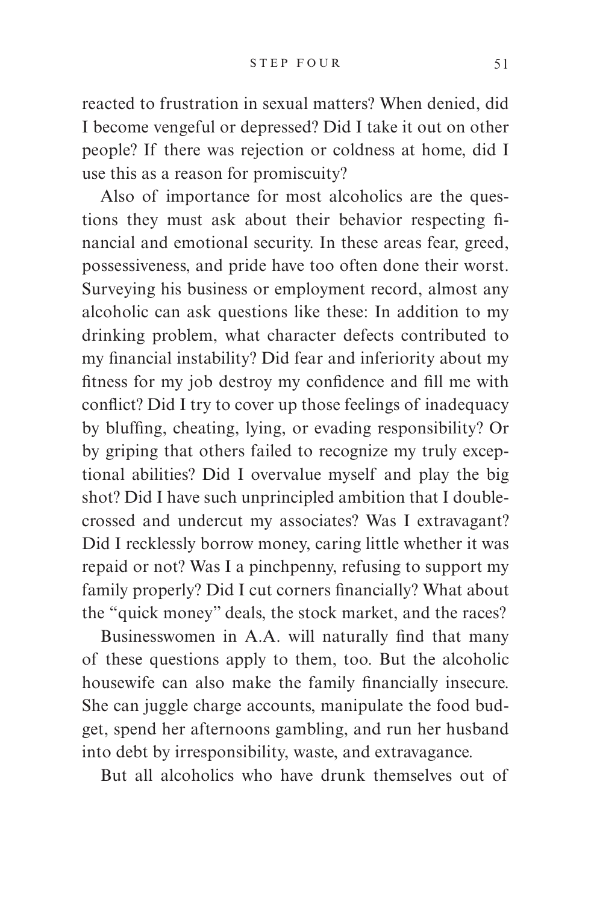reacted to frustration in sexual matters? When denied, did I become vengeful or depressed? Did I take it out on other people? If there was rejection or coldness at home, did I use this as a reason for promiscuity?

Also of importance for most alcoholics are the questions they must ask about their behavior respecting financial and emotional security. In these areas fear, greed, possessiveness, and pride have too often done their worst. Surveying his business or employment record, almost any alcoholic can ask questions like these: In addition to my drinking problem, what character defects contributed to my financial instability? Did fear and inferiority about my fitness for my job destroy my confidence and fill me with conflict? Did I try to cover up those feelings of inadequacy by bluffing, cheating, lying, or evading responsibility? Or by griping that others failed to recognize my truly exceptional abilities? Did I overvalue myself and play the big shot? Did I have such unprincipled ambition that I double-crossed and undercut my associates? Was I extravagant? Did I recklessly borrow money, caring little whether it was repaid or not? Was I a pinchpenny, refusing to support my family properly? Did I cut corners financially? What about the "quick money" deals, the stock market, and the races?

Businesswomen in A.A. will naturally find that many of these questions apply to them, too. But the alcoholic housewife can also make the family financially insecure. She can juggle charge accounts, manipulate the food budget, spend her afternoons gambling, and run her husband into debt by irresponsibility, waste, and extravagance.

But all alcoholics who have drunk themselves out of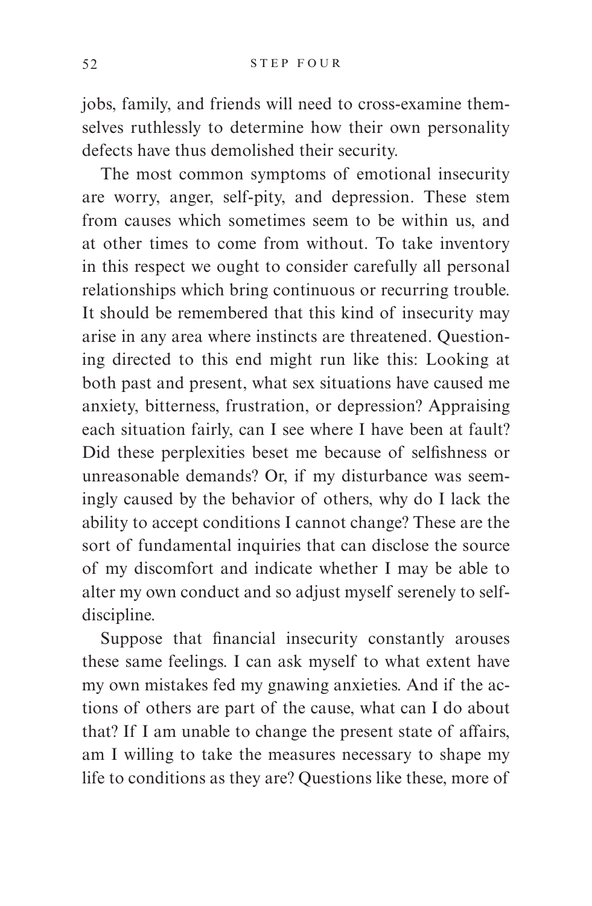jobs, family, and friends will need to cross-examine themselves ruthlessly to determine how their own personality defects have thus demolished their security.

The most common symptoms of emotional insecurity are worry, anger, self-pity, and depression. These stem from causes which sometimes seem to be within us, and at other times to come from without. To take inventory in this respect we ought to consider carefully all personal relationships which bring continuous or recurring trouble. It should be remembered that this kind of insecurity may arise in any area where instincts are threatened. Questioning directed to this end might run like this: Looking at both past and present, what sex situations have caused me anxiety, bitterness, frustration, or depression? Appraising each situation fairly, can I see where I have been at fault? Did these perplexities beset me because of selfishness or unreasonable demands? Or, if my disturbance was seemingly caused by the behavior of others, why do I lack the ability to accept conditions I cannot change? These are the sort of fundamental inquiries that can disclose the source of my discomfort and indicate whether I may be able to alter my own conduct and so adjust myself serenely to self-discipline.

Suppose that financial insecurity constantly arouses these same feelings. I can ask myself to what extent have my own mistakes fed my gnawing anxieties. And if the actions of others are part of the cause, what can I do about that? If I am unable to change the present state of affairs, am I willing to take the measures necessary to shape my life to conditions as they are? Questions like these, more of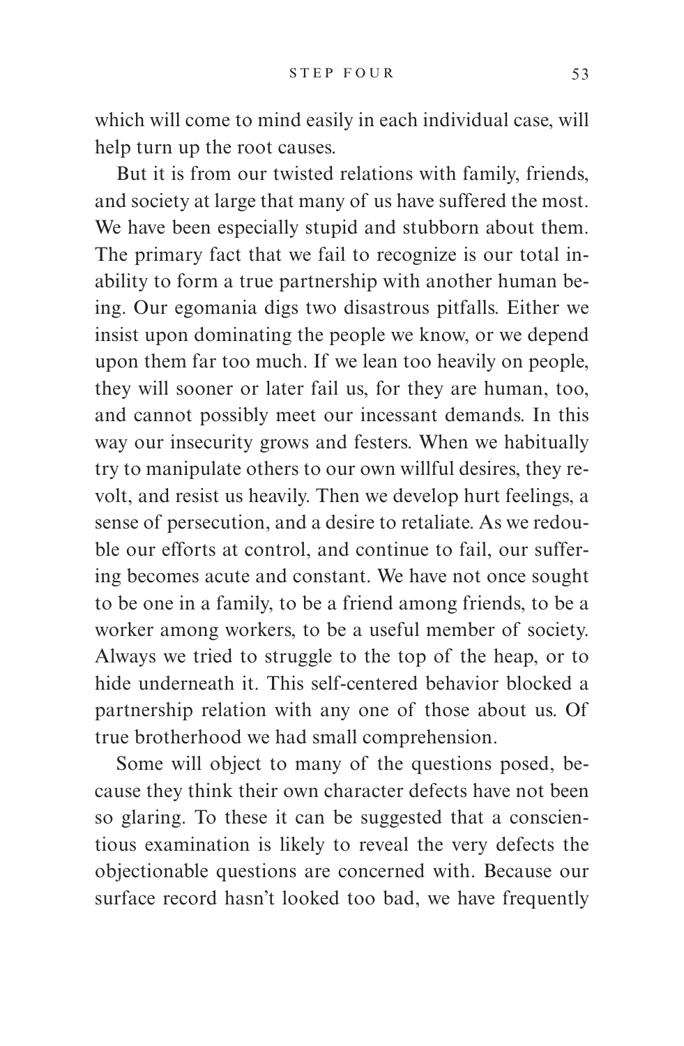which will come to mind easily in each individual case, will help turn up the root causes.

But it is from our twisted relations with family, friends, and society at large that many of us have suffered the most. We have been especially stupid and stubborn about them. The primary fact that we fail to recognize is our total inability to form a true partnership with another human being. Our egomania digs two disastrous pitfalls. Either we insist upon dominating the people we know, or we depend upon them far too much. If we lean too heavily on people, they will sooner or later fail us, for they are human, too, and cannot possibly meet our incessant demands. In this way our insecurity grows and festers. When we habitually try to manipulate others to our own willful desires, they revolt, and resist us heavily. Then we develop hurt feelings, a sense of persecution, and a desire to retaliate. As we redouble our efforts at control, and continue to fail, our suffering becomes acute and constant. We have not once sought to be one in a family, to be a friend among friends, to be a worker among workers, to be a useful member of society. Always we tried to struggle to the top of the heap, or to hide underneath it. This self-centered behavior blocked a partnership relation with any one of those about us. Of true brotherhood we had small comprehension.

Some will object to many of the questions posed, because they think their own character defects have not been so glaring. To these it can be suggested that a conscientious examination is likely to reveal the very defects the objectionable questions are concerned with. Because our surface record hasn't looked too bad, we have frequently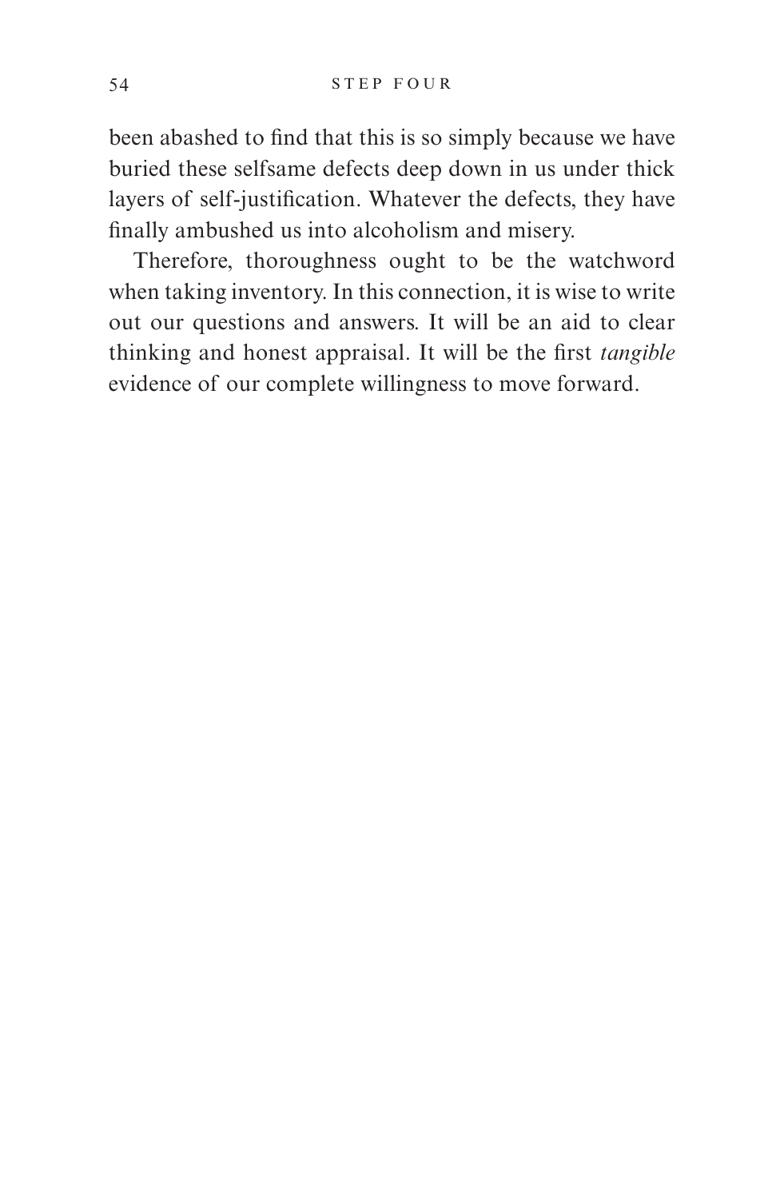been abashed to find that this is so simply because we have buried these selfsame defects deep down in us under thick layers of self-justification. Whatever the defects, they have finally ambushed us into alcoholism and misery.

Therefore, thoroughness ought to be the watchword when taking inventory. In this connection, it is wise to write out our questions and answers. It will be an aid to clear thinking and honest appraisal. It will be the first *tangible* evidence of our complete willingness to move forward.